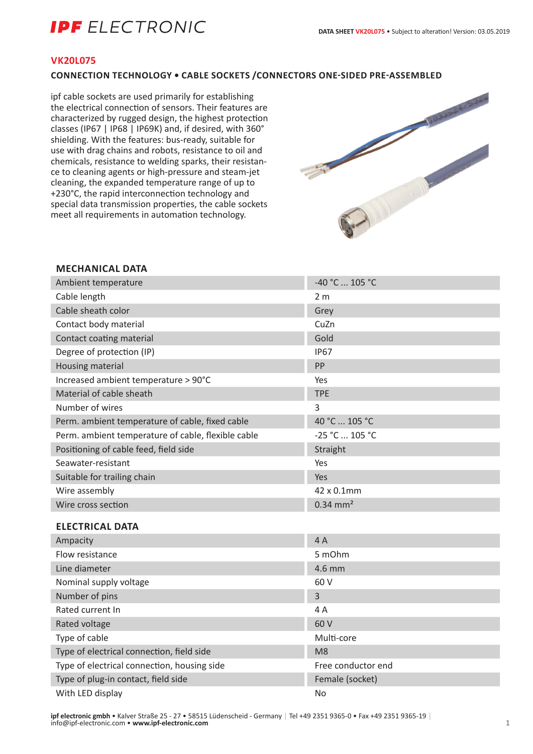# VK20L075

## CONNECTION TECHNOLOGY • CABLE SOCKETS /CONNECTORS ONE-SIDED PRE-ASSEMBLED

ipf cable sockets are used primarily for establishing the electrical connection of sensors. Their features are characterized by rugged design, the highest protection classes (IP67 | IP68 | IP69K) and, if desired, with 360° shielding. With the features: bus-ready, suitable for use with drag chains and robots, resistance to oil and chemicals, resistance to welding sparks, their resistance to cleaning agents or high-pressure and steam-jet cleaning, the expanded temperature range of up to +230°C, the rapid interconnection technology and special data transmission properties, the cable sockets meet all requirements in automation technology.

### MECHANICAL DATA

| | |
|---|---|
| Ambient temperature | -40 °C ... 105 °C |
| Cable length | 2 m |
| Cable sheath color | Grey |
| Contact body material | CuZn |
| Contact coating material | Gold |
| Degree of protection (IP) | IP67 |
| Housing material | PP |
| Increased ambient temperature > 90°C | Yes |
| Material of cable sheath | TPE |
| Number of wires | 3 |
| Perm. ambient temperature of cable, fixed cable | 40 °C ... 105 °C |
| Perm. ambient temperature of cable, flexible cable | -25 °C ... 105 °C |
| Positioning of cable feed, field side | Straight |
| Seawater-resistant | Yes |
| Suitable for trailing chain | Yes |
| Wire assembly | 42 x 0.1mm |
| Wire cross section | 0.34 mm² |

### ELECTRICAL DATA

| | |
|---|---|
| Ampacity | 4 A |
| Flow resistance | 5 mOhm |
| Line diameter | 4.6 mm |
| Nominal supply voltage | 60 V |
| Number of pins | 3 |
| Rated current In | 4 A |
| Rated voltage | 60 V |
| Type of cable | Multi-core |
| Type of electrical connection, field side | M8 |
| Type of electrical connection, housing side | Free conductor end |
| Type of plug-in contact, field side | Female (socket) |
| With LED display | No |

**ipf electronic gmbh** • Kalver Straße 25 - 27 • 58515 Lüdenscheid - Germany | Tel +49 2351 9365-0 • Fax +49 2351 9365-19 | info@ipf-electronic.com • **www.ipf-electronic.com**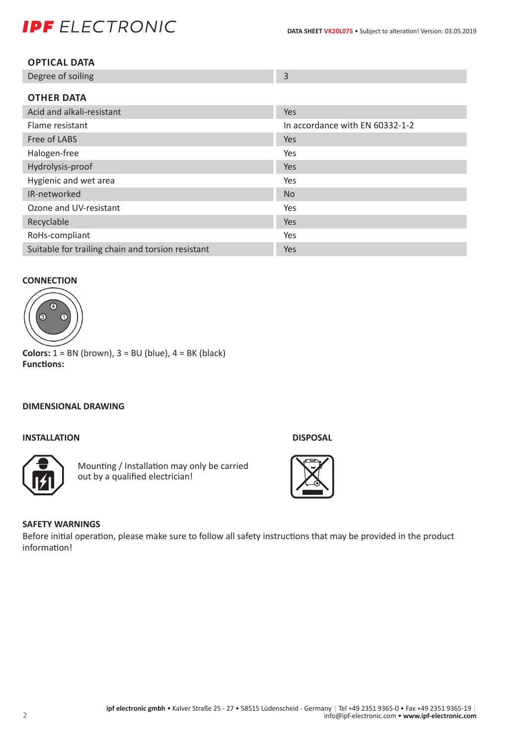## OPTICAL DATA

| | |
|---|---|
| Degree of soiling | 3 |

## OTHER DATA

| | |
|---|---|
| Acid and alkali-resistant | Yes |
| Flame resistant | In accordance with EN 60332-1-2 |
| Free of LABS | Yes |
| Halogen-free | Yes |
| Hydrolysis-proof | Yes |
| Hygienic and wet area | Yes |
| IR-networked | No |
| Ozone and UV-resistant | Yes |
| Recyclable | Yes |
| RoHs-compliant | Yes |
| Suitable for trailing chain and torsion resistant | Yes |

## CONNECTION

4
3 1

**Colors:** 1 = BN (brown), 3 = BU (blue), 4 = BK (black)
**Functions:**

## DIMENSIONAL DRAWING

## INSTALLATION

Mounting / Installation may only be carried out by a qualified electrician!

## DISPOSAL

## SAFETY WARNINGS

Before initial operation, please make sure to follow all safety instructions that may be provided in the product information!